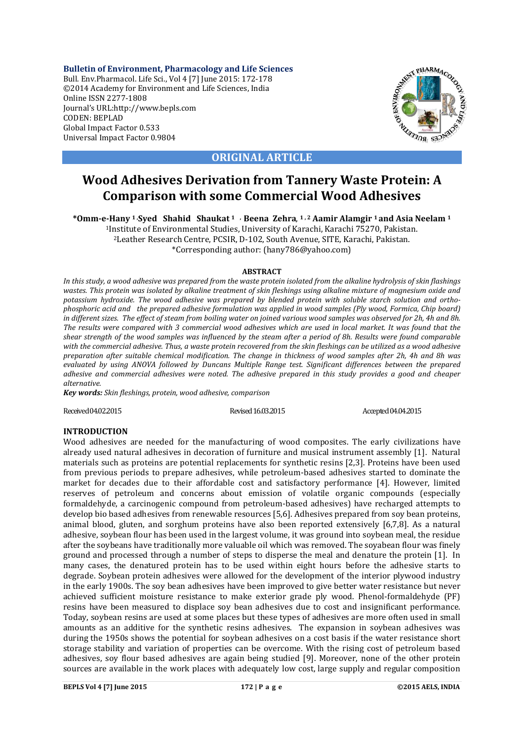**Bulletin of Environment, Pharmacology and Life Sciences**
Bull. Env.Pharmacol. Life Sci., Vol 4 [7] June 2015: 172-178
©2014 Academy for Environment and Life Sciences, India
Online ISSN 2277-1808
Journal's URL:http://www.bepls.com
CODEN: BEPLAD
Global Impact Factor 0.533
Universal Impact Factor 0.9804

**ORIGINAL ARTICLE**

# Wood Adhesives Derivation from Tannery Waste Protein: A Comparison with some Commercial Wood Adhesives

**\*Omm-e-Hany [1], Syed Shahid Shaukat [1], Beena Zehra, [1,2] Aamir Alamgir [1] and Asia Neelam [1]**

[1]Institute of Environmental Studies, University of Karachi, Karachi 75270, Pakistan.
[2]Leather Research Centre, PCSIR, D-102, South Avenue, SITE, Karachi, Pakistan.
\*Corresponding author: (hany786@yahoo.com)

## ABSTRACT

*In this study, a wood adhesive was prepared from the waste protein isolated from the alkaline hydrolysis of skin flashings wastes. This protein was isolated by alkaline treatment of skin fleshings using alkaline mixture of magnesium oxide and potassium hydroxide. The wood adhesive was prepared by blended protein with soluble starch solution and ortho-phosphoric acid and the prepared adhesive formulation was applied in wood samples (Ply wood, Formica, Chip board) in different sizes. The effect of steam from boiling water on joined various wood samples was observed for 2h, 4h and 8h. The results were compared with 3 commercial wood adhesives which are used in local market. It was found that the shear strength of the wood samples was influenced by the steam after a period of 8h. Results were found comparable with the commercial adhesive. Thus, a waste protein recovered from the skin fleshings can be utilized as a wood adhesive preparation after suitable chemical modification. The change in thickness of wood samples after 2h, 4h and 8h was evaluated by using ANOVA followed by Duncans Multiple Range test. Significant differences between the prepared adhesive and commercial adhesives were noted. The adhesive prepared in this study provides a good and cheaper alternative.*

***Key words:*** *Skin fleshings, protein, wood adhesive, comparison*

Received 04.02.2015 Revised 16.03.2015 Accepted 04.04.2015

## INTRODUCTION

Wood adhesives are needed for the manufacturing of wood composites. The early civilizations have already used natural adhesives in decoration of furniture and musical instrument assembly [1]. Natural materials such as proteins are potential replacements for synthetic resins [2,3]. Proteins have been used from previous periods to prepare adhesives, while petroleum-based adhesives started to dominate the market for decades due to their affordable cost and satisfactory performance [4]. However, limited reserves of petroleum and concerns about emission of volatile organic compounds (especially formaldehyde, a carcinogenic compound from petroleum-based adhesives) have recharged attempts to develop bio based adhesives from renewable resources [5,6]. Adhesives prepared from soy bean proteins, animal blood, gluten, and sorghum proteins have also been reported extensively [6,7,8]. As a natural adhesive, soybean flour has been used in the largest volume, it was ground into soybean meal, the residue after the soybeans have traditionally more valuable oil which was removed. The soyabean flour was finely ground and processed through a number of steps to disperse the meal and denature the protein [1]. In many cases, the denatured protein has to be used within eight hours before the adhesive starts to degrade. Soybean protein adhesives were allowed for the development of the interior plywood industry in the early 1900s. The soy bean adhesives have been improved to give better water resistance but never achieved sufficient moisture resistance to make exterior grade ply wood. Phenol-formaldehyde (PF) resins have been measured to displace soy bean adhesives due to cost and insignificant performance. Today, soybean resins are used at some places but these types of adhesives are more often used in small amounts as an additive for the synthetic resins adhesives. The expansion in soybean adhesives was during the 1950s shows the potential for soybean adhesives on a cost basis if the water resistance short storage stability and variation of properties can be overcome. With the rising cost of petroleum based adhesives, soy flour based adhesives are again being studied [9]. Moreover, none of the other protein sources are available in the work places with adequately low cost, large supply and regular composition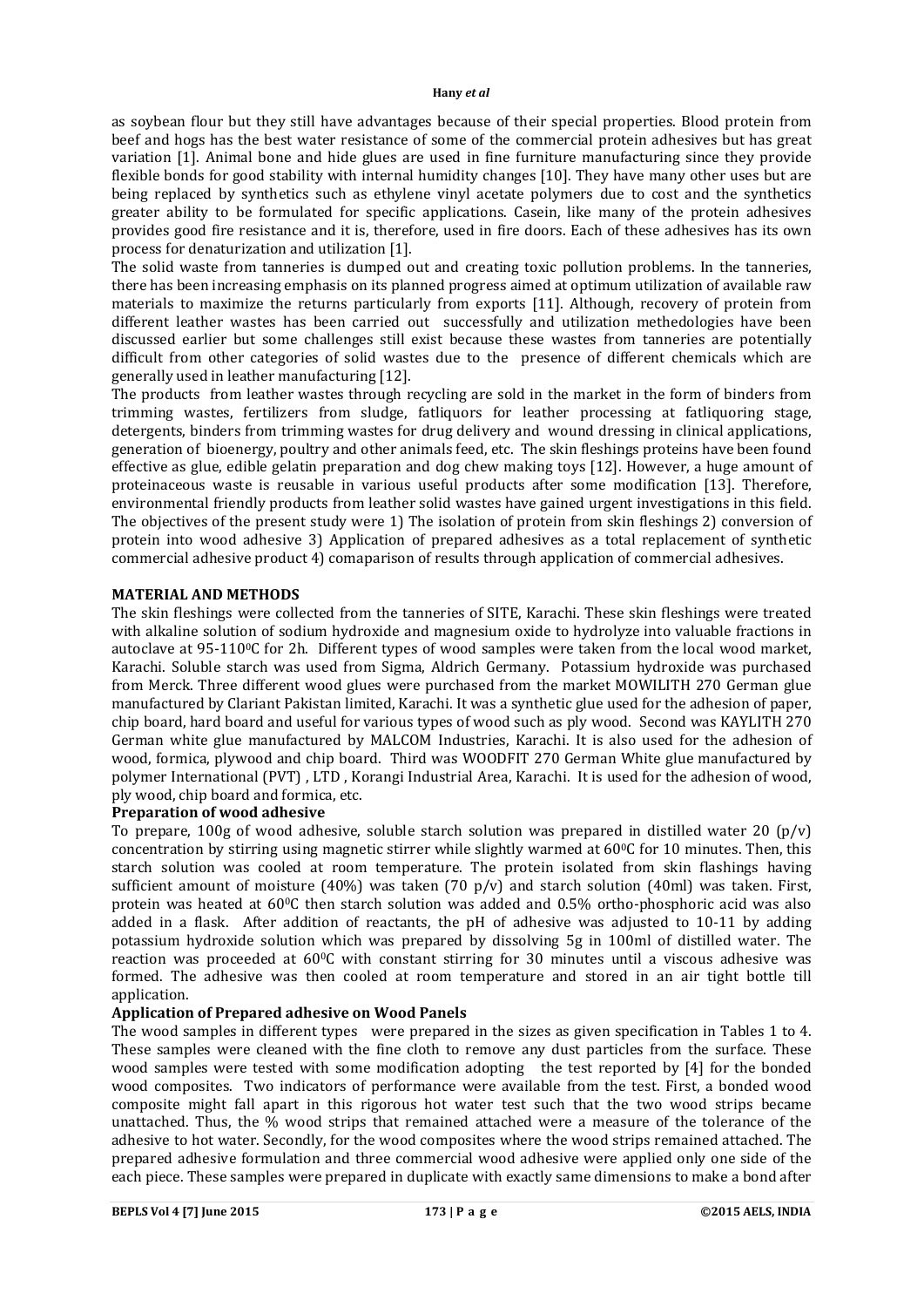as soybean flour but they still have advantages because of their special properties. Blood protein from beef and hogs has the best water resistance of some of the commercial protein adhesives but has great variation [1]. Animal bone and hide glues are used in fine furniture manufacturing since they provide flexible bonds for good stability with internal humidity changes [10]. They have many other uses but are being replaced by synthetics such as ethylene vinyl acetate polymers due to cost and the synthetics greater ability to be formulated for specific applications. Casein, like many of the protein adhesives provides good fire resistance and it is, therefore, used in fire doors. Each of these adhesives has its own process for denaturization and utilization [1].

The solid waste from tanneries is dumped out and creating toxic pollution problems. In the tanneries, there has been increasing emphasis on its planned progress aimed at optimum utilization of available raw materials to maximize the returns particularly from exports [11]. Although, recovery of protein from different leather wastes has been carried out successfully and utilization methedologies have been discussed earlier but some challenges still exist because these wastes from tanneries are potentially difficult from other categories of solid wastes due to the presence of different chemicals which are generally used in leather manufacturing [12].

The products from leather wastes through recycling are sold in the market in the form of binders from trimming wastes, fertilizers from sludge, fatliquors for leather processing at fatliquoring stage, detergents, binders from trimming wastes for drug delivery and wound dressing in clinical applications, generation of bioenergy, poultry and other animals feed, etc. The skin fleshings proteins have been found effective as glue, edible gelatin preparation and dog chew making toys [12]. However, a huge amount of proteinaceous waste is reusable in various useful products after some modification [13]. Therefore, environmental friendly products from leather solid wastes have gained urgent investigations in this field. The objectives of the present study were 1) The isolation of protein from skin fleshings 2) conversion of protein into wood adhesive 3) Application of prepared adhesives as a total replacement of synthetic commercial adhesive product 4) comaparison of results through application of commercial adhesives.

## MATERIAL AND METHODS

The skin fleshings were collected from the tanneries of SITE, Karachi. These skin fleshings were treated with alkaline solution of sodium hydroxide and magnesium oxide to hydrolyze into valuable fractions in autoclave at 95-110$^0$C for 2h. Different types of wood samples were taken from the local wood market, Karachi. Soluble starch was used from Sigma, Aldrich Germany. Potassium hydroxide was purchased from Merck. Three different wood glues were purchased from the market MOWILITH 270 German glue manufactured by Clariant Pakistan limited, Karachi. It was a synthetic glue used for the adhesion of paper, chip board, hard board and useful for various types of wood such as ply wood. Second was KAYLITH 270 German white glue manufactured by MALCOM Industries, Karachi. It is also used for the adhesion of wood, formica, plywood and chip board. Third was WOODFIT 270 German White glue manufactured by polymer International (PVT) , LTD , Korangi Industrial Area, Karachi. It is used for the adhesion of wood, ply wood, chip board and formica, etc.

### Preparation of wood adhesive

To prepare, 100g of wood adhesive, soluble starch solution was prepared in distilled water 20 (p/v) concentration by stirring using magnetic stirrer while slightly warmed at 60$^0$C for 10 minutes. Then, this starch solution was cooled at room temperature. The protein isolated from skin flashings having sufficient amount of moisture (40%) was taken (70 p/v) and starch solution (40ml) was taken. First, protein was heated at 60$^0$C then starch solution was added and 0.5% ortho-phosphoric acid was also added in a flask. After addition of reactants, the pH of adhesive was adjusted to 10-11 by adding potassium hydroxide solution which was prepared by dissolving 5g in 100ml of distilled water. The reaction was proceeded at 60$^0$C with constant stirring for 30 minutes until a viscous adhesive was formed. The adhesive was then cooled at room temperature and stored in an air tight bottle till application.

### Application of Prepared adhesive on Wood Panels

The wood samples in different types were prepared in the sizes as given specification in Tables 1 to 4. These samples were cleaned with the fine cloth to remove any dust particles from the surface. These wood samples were tested with some modification adopting the test reported by [4] for the bonded wood composites. Two indicators of performance were available from the test. First, a bonded wood composite might fall apart in this rigorous hot water test such that the two wood strips became unattached. Thus, the % wood strips that remained attached were a measure of the tolerance of the adhesive to hot water. Secondly, for the wood composites where the wood strips remained attached. The prepared adhesive formulation and three commercial wood adhesive were applied only one side of the each piece. These samples were prepared in duplicate with exactly same dimensions to make a bond after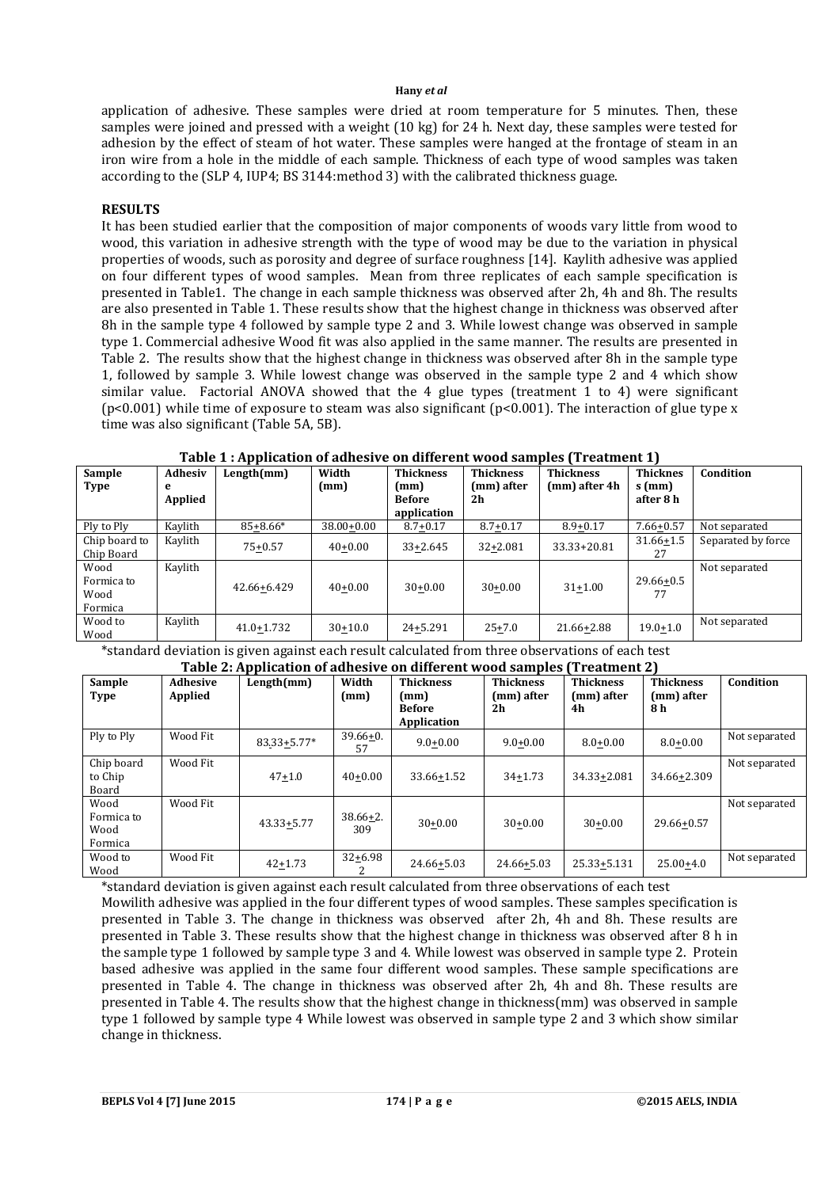application of adhesive. These samples were dried at room temperature for 5 minutes. Then, these samples were joined and pressed with a weight (10 kg) for 24 h. Next day, these samples were tested for adhesion by the effect of steam of hot water. These samples were hanged at the frontage of steam in an iron wire from a hole in the middle of each sample. Thickness of each type of wood samples was taken according to the (SLP 4, IUP4; BS 3144:method 3) with the calibrated thickness guage.

## RESULTS

It has been studied earlier that the composition of major components of woods vary little from wood to wood, this variation in adhesive strength with the type of wood may be due to the variation in physical properties of woods, such as porosity and degree of surface roughness [14]. Kaylith adhesive was applied on four different types of wood samples. Mean from three replicates of each sample specification is presented in Table1. The change in each sample thickness was observed after 2h, 4h and 8h. The results are also presented in Table 1. These results show that the highest change in thickness was observed after 8h in the sample type 4 followed by sample type 2 and 3. While lowest change was observed in sample type 1. Commercial adhesive Wood fit was also applied in the same manner. The results are presented in Table 2. The results show that the highest change in thickness was observed after 8h in the sample type 1, followed by sample 3. While lowest change was observed in the sample type 2 and 4 which show similar value. Factorial ANOVA showed that the 4 glue types (treatment 1 to 4) were significant ($p<0.001$) while time of exposure to steam was also significant ($p<0.001$). The interaction of glue type x time was also significant (Table 5A, 5B).

**Table 1 : Application of adhesive on different wood samples (Treatment 1)**

| Sample Type | Adhesive Applied | Length(mm) | Width (mm) | Thickness (mm) Before application | Thickness (mm) after 2h | Thickness (mm) after 4h | Thickness (mm) after 8 h | Condition |
|---|---|---|---|---|---|---|---|---|
| Ply to Ply | Kaylith | 85±8.66* | 38.00±0.00 | 8.7±0.17 | 8.7±0.17 | 8.9±0.17 | 7.66±0.57 | Not separated |
| Chip board to Chip Board | Kaylith | 75±0.57 | 40±0.00 | 33±2.645 | 32±2.081 | 33.33+20.81 | 31.66±1.527 | Separated by force |
| Wood Formica to Wood Formica | Kaylith | 42.66±6.429 | 40±0.00 | 30±0.00 | 30±0.00 | 31±1.00 | 29.66±0.577 | Not separated |
| Wood to Wood | Kaylith | 41.0±1.732 | 30±10.0 | 24±5.291 | 25±7.0 | 21.66±2.88 | 19.0±1.0 | Not separated |

*standard deviation is given against each result calculated from three observations of each test

**Table 2: Application of adhesive on different wood samples (Treatment 2)**

| Sample Type | Adhesive Applied | Length(mm) | Width (mm) | Thickness (mm) Before Application | Thickness (mm) after 2h | Thickness (mm) after 4h | Thickness (mm) after 8 h | Condition |
|---|---|---|---|---|---|---|---|---|
| Ply to Ply | Wood Fit | 83.33±5.77* | 39.66±0.57 | 9.0±0.00 | 9.0±0.00 | 8.0±0.00 | 8.0±0.00 | Not separated |
| Chip board to Chip Board | Wood Fit | 47±1.0 | 40±0.00 | 33.66±1.52 | 34±1.73 | 34.33±2.081 | 34.66±2.309 | Not separated |
| Wood Formica to Wood Formica | Wood Fit | 43.33±5.77 | 38.66±2.309 | 30±0.00 | 30±0.00 | 30±0.00 | 29.66±0.57 | Not separated |
| Wood to Wood | Wood Fit | 42±1.73 | 32±6.982 | 24.66±5.03 | 24.66±5.03 | 25.33±5.131 | 25.00±4.0 | Not separated |

*standard deviation is given against each result calculated from three observations of each test

Mowilith adhesive was applied in the four different types of wood samples. These samples specification is presented in Table 3. The change in thickness was observed after 2h, 4h and 8h. These results are presented in Table 3. These results show that the highest change in thickness was observed after 8 h in the sample type 1 followed by sample type 3 and 4. While lowest was observed in sample type 2. Protein based adhesive was applied in the same four different wood samples. These sample specifications are presented in Table 4. The change in thickness was observed after 2h, 4h and 8h. These results are presented in Table 4. The results show that the highest change in thickness(mm) was observed in sample type 1 followed by sample type 4 While lowest was observed in sample type 2 and 3 which show similar change in thickness.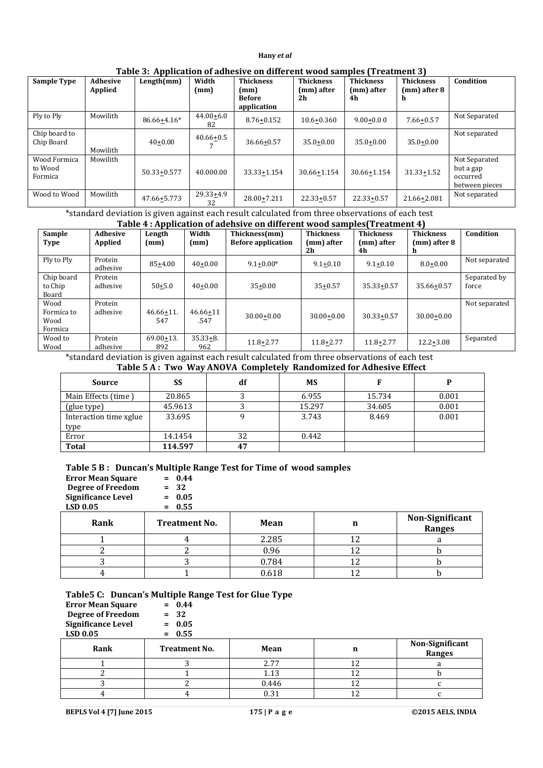**Table 3: Application of adhesive on different wood samples (Treatment 3)**

| Sample Type | Adhesive Applied | Length(mm) | Width (mm) | Thickness (mm) Before application | Thickness (mm) after 2h | Thickness (mm) after 4h | Thickness (mm) after 8 h | Condition |
|---|---|---|---|---|---|---|---|---|
| Ply to Ply | Mowilith | 86.66±4.16* | 44.00±6.082 | 8.76±0.152 | 10.6±0.360 | 9.00±0.0 0 | 7.66±0.5 7 | Not Separated |
| Chip board to Chip Board | Mowilith | 40±0.00 | 40.66±0.57 | 36.66±0.57 | 35.0±0.00 | 35.0±0.00 | 35.0±0.00 | Not separated |
| Wood Formica to Wood Formica | Mowilith | 50.33±0.577 | 40.000.00 | 33.33±1.154 | 30.66±1.154 | 30.66±1.154 | 31.33±1.52 | Not Separated but a gap occurred between pieces |
| Wood to Wood | Mowilith | 47.66±5.773 | 29.33±4.932 | 28.00±7.211 | 22.33±0.57 | 22.33±0.57 | 21.66±2.081 | Not separated |

*standard deviation is given against each result calculated from three observations of each test

**Table 4 : Application of adehsive on different wood samples(Treatment 4)**

| Sample Type | Adhesive Applied | Length (mm) | Width (mm) | Thickness(mm) Before application | Thickness (mm) after 2h | Thickness (mm) after 4h | Thickness (mm) after 8 h | Condition |
|---|---|---|---|---|---|---|---|---|
| Ply to Ply | Protein adhesive | 85±4.00 | 40±0.00 | 9.1±0.00* | 9.1±0.10 | 9.1±0.10 | 8.0±0.00 | Not separated |
| Chip board to Chip Board | Protein adhesive | 50±5.0 | 40±0.00 | 35±0.00 | 35±0.57 | 35.33±0.57 | 35.66±0.57 | Separated by force |
| Wood Formica to Wood Formica | Protein adhesive | 46.66±11.547 | 46.66±11.547 | 30.00±0.00 | 30.00±0.00 | 30.33±0.57 | 30.00±0.00 | Not separated |
| Wood to Wood | Protein adhesive | 69.00±13.892 | 35.33±8.962 | 11.8±2.77 | 11.8±2.77 | 11.8±2.77 | 12.2±3.08 | Separated |

*standard deviation is given against each result calculated from three observations of each test

**Table 5 A : Two Way ANOVA Completely Randomized for Adhesive Effect**

| Source | SS | df | MS | F | P |
|---|---|---|---|---|---|
| Main Effects (time ) | 20.865 | 3 | 6.955 | 15.734 | 0.001 |
| (glue type) | 45.9613 | 3 | 15.297 | 34.605 | 0.001 |
| Interaction time xglue type | 33.695 | 9 | 3.743 | 8.469 | 0.001 |
| Error | 14.1454 | 32 | 0.442 | | |
| **Total** | **114.597** | **47** | | | |

**Table 5 B : Duncan's Multiple Range Test for Time of wood samples**

**Error Mean Square = 0.44**
**Degree of Freedom = 32**
**Significance Level = 0.05**
**LSD 0.05 = 0.55**

| Rank | Treatment No. | Mean | n | Non-Significant Ranges |
|---|---|---|---|---|
| 1 | 4 | 2.285 | 12 | a |
| 2 | 2 | 0.96 | 12 | b |
| 3 | 3 | 0.784 | 12 | b |
| 4 | 1 | 0.618 | 12 | b |

**Table5 C: Duncan's Multiple Range Test for Glue Type**

**Error Mean Square = 0.44**
**Degree of Freedom = 32**
**Significance Level = 0.05**
**LSD 0.05 = 0.55**

| Rank | Treatment No. | Mean | n | Non-Significant Ranges |
|---|---|---|---|---|
| 1 | 3 | 2.77 | 12 | a |
| 2 | 1 | 1.13 | 12 | b |
| 3 | 2 | 0.446 | 12 | c |
| 4 | 4 | 0.31 | 12 | c |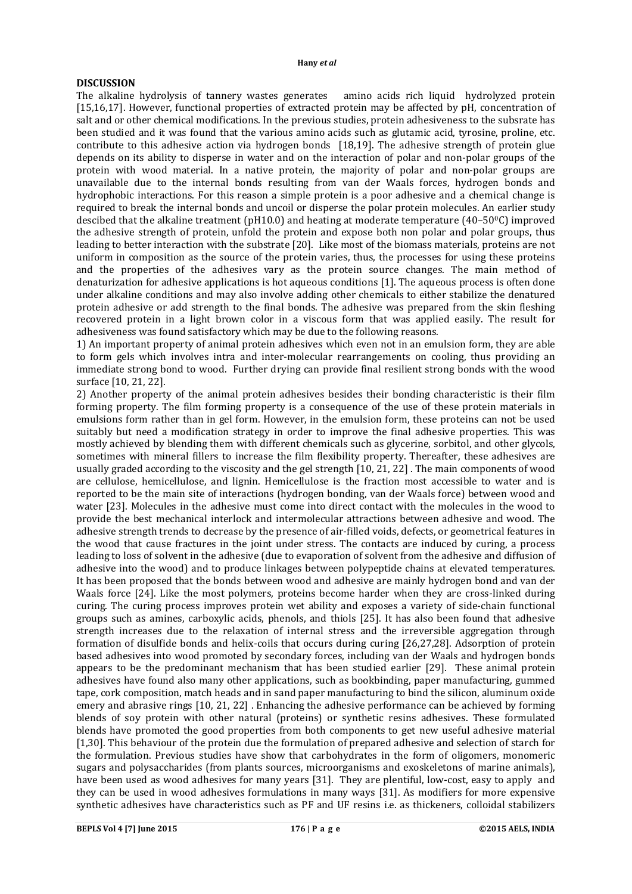## DISCUSSION

The alkaline hydrolysis of tannery wastes generates amino acids rich liquid hydrolyzed protein [15,16,17]. However, functional properties of extracted protein may be affected by pH, concentration of salt and or other chemical modifications. In the previous studies, protein adhesiveness to the subsrate has been studied and it was found that the various amino acids such as glutamic acid, tyrosine, proline, etc. contribute to this adhesive action via hydrogen bonds [18,19]. The adhesive strength of protein glue depends on its ability to disperse in water and on the interaction of polar and non-polar groups of the protein with wood material. In a native protein, the majority of polar and non-polar groups are unavailable due to the internal bonds resulting from van der Waals forces, hydrogen bonds and hydrophobic interactions. For this reason a simple protein is a poor adhesive and a chemical change is required to break the internal bonds and uncoil or disperse the polar protein molecules. An earlier study descibed that the alkaline treatment (pH10.0) and heating at moderate temperature (40–50$^0$C) improved the adhesive strength of protein, unfold the protein and expose both non polar and polar groups, thus leading to better interaction with the substrate [20]. Like most of the biomass materials, proteins are not uniform in composition as the source of the protein varies, thus, the processes for using these proteins and the properties of the adhesives vary as the protein source changes. The main method of denaturization for adhesive applications is hot aqueous conditions [1]. The aqueous process is often done under alkaline conditions and may also involve adding other chemicals to either stabilize the denatured protein adhesive or add strength to the final bonds. The adhesive was prepared from the skin fleshing recovered protein in a light brown color in a viscous form that was applied easily. The result for adhesiveness was found satisfactory which may be due to the following reasons.

1) An important property of animal protein adhesives which even not in an emulsion form, they are able to form gels which involves intra and inter-molecular rearrangements on cooling, thus providing an immediate strong bond to wood. Further drying can provide final resilient strong bonds with the wood surface [10, 21, 22].

2) Another property of the animal protein adhesives besides their bonding characteristic is their film forming property. The film forming property is a consequence of the use of these protein materials in emulsions form rather than in gel form. However, in the emulsion form, these proteins can not be used suitably but need a modification strategy in order to improve the final adhesive properties. This was mostly achieved by blending them with different chemicals such as glycerine, sorbitol, and other glycols, sometimes with mineral fillers to increase the film flexibility property. Thereafter, these adhesives are usually graded according to the viscosity and the gel strength [10, 21, 22] . The main components of wood are cellulose, hemicellulose, and lignin. Hemicellulose is the fraction most accessible to water and is reported to be the main site of interactions (hydrogen bonding, van der Waals force) between wood and water [23]. Molecules in the adhesive must come into direct contact with the molecules in the wood to provide the best mechanical interlock and intermolecular attractions between adhesive and wood. The adhesive strength trends to decrease by the presence of air-filled voids, defects, or geometrical features in the wood that cause fractures in the joint under stress. The contacts are induced by curing, a process leading to loss of solvent in the adhesive (due to evaporation of solvent from the adhesive and diffusion of adhesive into the wood) and to produce linkages between polypeptide chains at elevated temperatures. It has been proposed that the bonds between wood and adhesive are mainly hydrogen bond and van der Waals force [24]. Like the most polymers, proteins become harder when they are cross-linked during curing. The curing process improves protein wet ability and exposes a variety of side-chain functional groups such as amines, carboxylic acids, phenols, and thiols [25]. It has also been found that adhesive strength increases due to the relaxation of internal stress and the irreversible aggregation through formation of disulfide bonds and helix-coils that occurs during curing [26,27,28]. Adsorption of protein based adhesives into wood promoted by secondary forces, including van der Waals and hydrogen bonds appears to be the predominant mechanism that has been studied earlier [29]. These animal protein adhesives have found also many other applications, such as bookbinding, paper manufacturing, gummed tape, cork composition, match heads and in sand paper manufacturing to bind the silicon, aluminum oxide emery and abrasive rings [10, 21, 22] . Enhancing the adhesive performance can be achieved by forming blends of soy protein with other natural (proteins) or synthetic resins adhesives. These formulated blends have promoted the good properties from both components to get new useful adhesive material [1,30]. This behaviour of the protein due the formulation of prepared adhesive and selection of starch for the formulation. Previous studies have show that carbohydrates in the form of oligomers, monomeric sugars and polysaccharides (from plants sources, microorganisms and exoskeletons of marine animals), have been used as wood adhesives for many years [31]. They are plentiful, low-cost, easy to apply and they can be used in wood adhesives formulations in many ways [31]. As modifiers for more expensive synthetic adhesives have characteristics such as PF and UF resins i.e. as thickeners, colloidal stabilizers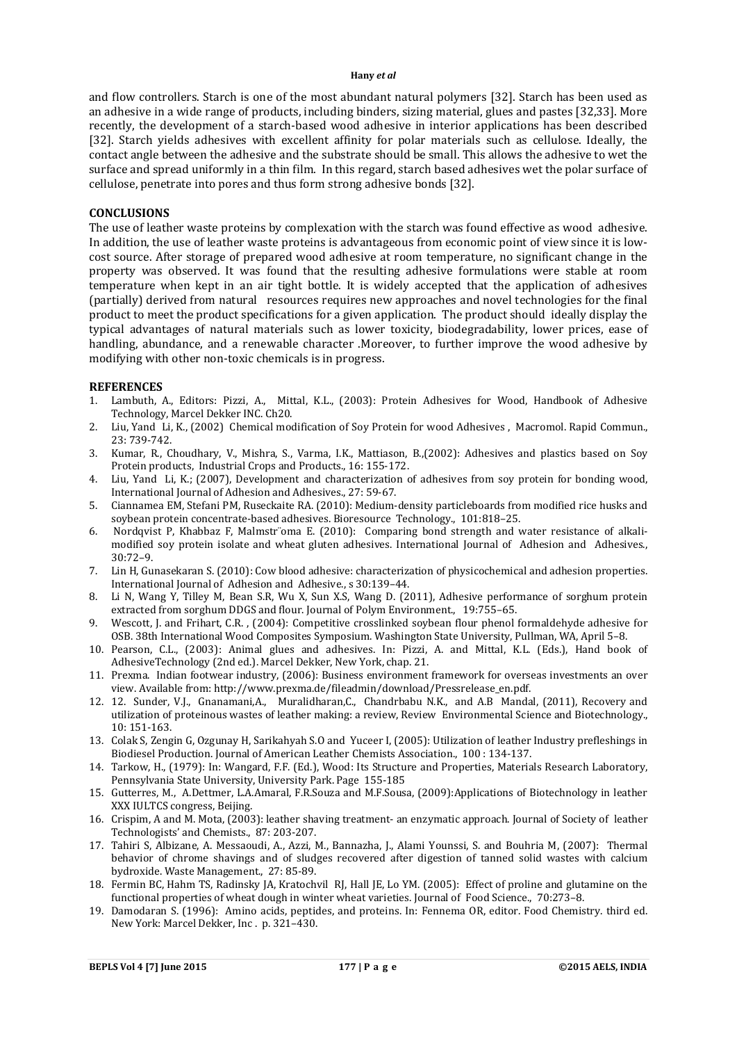and flow controllers. Starch is one of the most abundant natural polymers [32]. Starch has been used as an adhesive in a wide range of products, including binders, sizing material, glues and pastes [32,33]. More recently, the development of a starch-based wood adhesive in interior applications has been described [32]. Starch yields adhesives with excellent affinity for polar materials such as cellulose. Ideally, the contact angle between the adhesive and the substrate should be small. This allows the adhesive to wet the surface and spread uniformly in a thin film. In this regard, starch based adhesives wet the polar surface of cellulose, penetrate into pores and thus form strong adhesive bonds [32].

## CONCLUSIONS

The use of leather waste proteins by complexation with the starch was found effective as wood adhesive. In addition, the use of leather waste proteins is advantageous from economic point of view since it is low-cost source. After storage of prepared wood adhesive at room temperature, no significant change in the property was observed. It was found that the resulting adhesive formulations were stable at room temperature when kept in an air tight bottle. It is widely accepted that the application of adhesives (partially) derived from natural resources requires new approaches and novel technologies for the final product to meet the product specifications for a given application. The product should ideally display the typical advantages of natural materials such as lower toxicity, biodegradability, lower prices, ease of handling, abundance, and a renewable character .Moreover, to further improve the wood adhesive by modifying with other non-toxic chemicals is in progress.

## REFERENCES

1. Lambuth, A., Editors: Pizzi, A., Mittal, K.L., (2003): Protein Adhesives for Wood, Handbook of Adhesive Technology, Marcel Dekker INC. Ch20.
2. Liu, Yand Li, K., (2002) Chemical modification of Soy Protein for wood Adhesives , Macromol. Rapid Commun., 23: 739-742.
3. Kumar, R., Choudhary, V., Mishra, S., Varma, I.K., Mattiason, B.,(2002): Adhesives and plastics based on Soy Protein products, Industrial Crops and Products., 16: 155-172.
4. Liu, Yand Li, K.; (2007), Development and characterization of adhesives from soy protein for bonding wood, International Journal of Adhesion and Adhesives., 27: 59-67.
5. Ciannamea EM, Stefani PM, Ruseckaite RA. (2010): Medium-density particleboards from modified rice husks and soybean protein concentrate-based adhesives. Bioresource Technology., 101:818–25.
6. Nordqvist P, Khabbaz F, Malmstr¨oma E. (2010): Comparing bond strength and water resistance of alkali-modified soy protein isolate and wheat gluten adhesives. International Journal of Adhesion and Adhesives., 30:72–9.
7. Lin H, Gunasekaran S. (2010): Cow blood adhesive: characterization of physicochemical and adhesion properties. International Journal of Adhesion and Adhesive., s 30:139–44.
8. Li N, Wang Y, Tilley M, Bean S.R, Wu X, Sun X.S, Wang D. (2011), Adhesive performance of sorghum protein extracted from sorghum DDGS and flour. Journal of Polym Environment., 19:755–65.
9. Wescott, J. and Frihart, C.R. , (2004): Competitive crosslinked soybean flour phenol formaldehyde adhesive for OSB. 38th International Wood Composites Symposium. Washington State University, Pullman, WA, April 5–8.
10. Pearson, C.L., (2003): Animal glues and adhesives. In: Pizzi, A. and Mittal, K.L. (Eds.), Hand book of AdhesiveTechnology (2nd ed.). Marcel Dekker, New York, chap. 21.
11. Prexma. Indian footwear industry, (2006): Business environment framework for overseas investments an over view. Available from: http://www.prexma.de/fileadmin/download/Pressrelease_en.pdf.
12. 12. Sunder, V.J., Gnanamani,A., Muralidharan,C., Chandrbabu N.K., and A.B Mandal, (2011), Recovery and utilization of proteinous wastes of leather making: a review, Review Environmental Science and Biotechnology., 10: 151-163.
13. Colak S, Zengin G, Ozgunay H, Sarikahyah S.O and Yuceer I, (2005): Utilization of leather Industry prefleshings in Biodiesel Production. Journal of American Leather Chemists Association., 100 : 134-137.
14. Tarkow, H., (1979): In: Wangard, F.F. (Ed.), Wood: Its Structure and Properties, Materials Research Laboratory, Pennsylvania State University, University Park. Page 155-185
15. Gutterres, M., A.Dettmer, L.A.Amaral, F.R.Souza and M.F.Sousa, (2009):Applications of Biotechnology in leather XXX IULTCS congress, Beijing.
16. Crispim, A and M. Mota, (2003): leather shaving treatment- an enzymatic approach. Journal of Society of leather Technologists' and Chemists., 87: 203-207.
17. Tahiri S, Albizane, A. Messaoudi, A., Azzi, M., Bannazha, J., Alami Younssi, S. and Bouhria M, (2007): Thermal behavior of chrome shavings and of sludges recovered after digestion of tanned solid wastes with calcium bydroxide. Waste Management., 27: 85-89.
18. Fermin BC, Hahm TS, Radinsky JA, Kratochvil RJ, Hall JE, Lo YM. (2005): Effect of proline and glutamine on the functional properties of wheat dough in winter wheat varieties. Journal of Food Science., 70:273–8.
19. Damodaran S. (1996): Amino acids, peptides, and proteins. In: Fennema OR, editor. Food Chemistry. third ed. New York: Marcel Dekker, Inc . p. 321–430.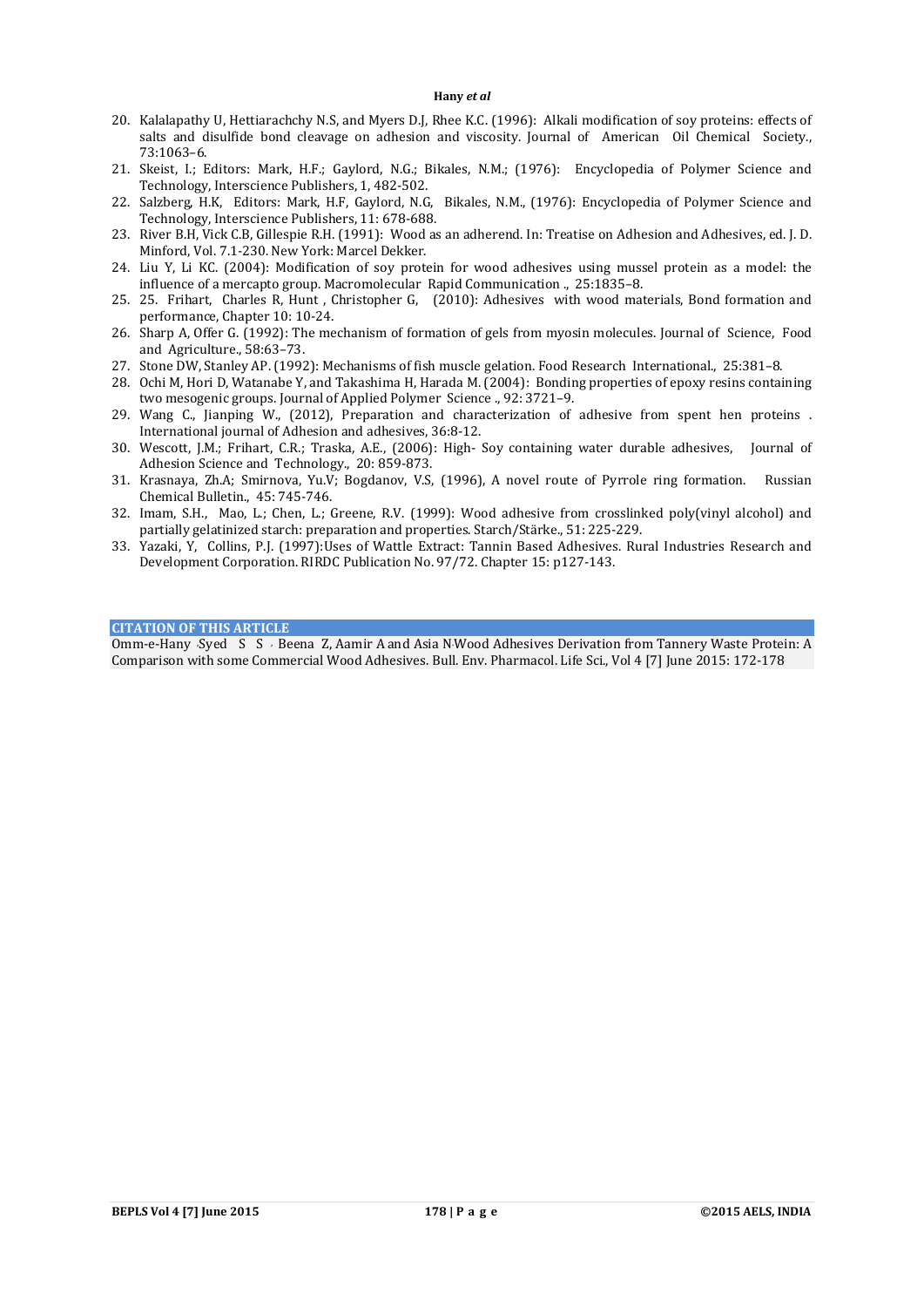20. Kalalapathy U, Hettiarachchy N.S, and Myers D.J, Rhee K.C. (1996): Alkali modification of soy proteins: effects of salts and disulfide bond cleavage on adhesion and viscosity. Journal of American Oil Chemical Society., 73:1063–6.
21. Skeist, I.; Editors: Mark, H.F.; Gaylord, N.G.; Bikales, N.M.; (1976): Encyclopedia of Polymer Science and Technology, Interscience Publishers, 1, 482-502.
22. Salzberg, H.K, Editors: Mark, H.F, Gaylord, N.G, Bikales, N.M., (1976): Encyclopedia of Polymer Science and Technology, Interscience Publishers, 11: 678-688.
23. River B.H, Vick C.B, Gillespie R.H. (1991): Wood as an adherend. In: Treatise on Adhesion and Adhesives, ed. J. D. Minford, Vol. 7.1-230. New York: Marcel Dekker.
24. Liu Y, Li KC. (2004): Modification of soy protein for wood adhesives using mussel protein as a model: the influence of a mercapto group. Macromolecular Rapid Communication ., 25:1835–8.
25. 25. Frihart, Charles R, Hunt , Christopher G, (2010): Adhesives with wood materials, Bond formation and performance, Chapter 10: 10-24.
26. Sharp A, Offer G. (1992): The mechanism of formation of gels from myosin molecules. Journal of Science, Food and Agriculture., 58:63–73.
27. Stone DW, Stanley AP. (1992): Mechanisms of fish muscle gelation. Food Research International., 25:381–8.
28. Ochi M, Hori D, Watanabe Y, and Takashima H, Harada M. (2004): Bonding properties of epoxy resins containing two mesogenic groups. Journal of Applied Polymer Science ., 92: 3721–9.
29. Wang C., Jianping W., (2012), Preparation and characterization of adhesive from spent hen proteins . International journal of Adhesion and adhesives, 36:8-12.
30. Wescott, J.M.; Frihart, C.R.; Traska, A.E., (2006): High- Soy containing water durable adhesives, Journal of Adhesion Science and Technology., 20: 859-873.
31. Krasnaya, Zh.A; Smirnova, Yu.V; Bogdanov, V.S, (1996), A novel route of Pyrrole ring formation. Russian Chemical Bulletin., 45: 745-746.
32. Imam, S.H., Mao, L.; Chen, L.; Greene, R.V. (1999): Wood adhesive from crosslinked poly(vinyl alcohol) and partially gelatinized starch: preparation and properties. Starch/Stärke., 51: 225-229.
33. Yazaki, Y, Collins, P.J. (1997):Uses of Wattle Extract: Tannin Based Adhesives. Rural Industries Research and Development Corporation. RIRDC Publication No. 97/72. Chapter 15: p127-143.

**CITATION OF THIS ARTICLE**

Omm-e-Hany ,Syed S S , Beena Z, Aamir A and Asia N.Wood Adhesives Derivation from Tannery Waste Protein: A Comparison with some Commercial Wood Adhesives. Bull. Env. Pharmacol. Life Sci., Vol 4 [7] June 2015: 172-178